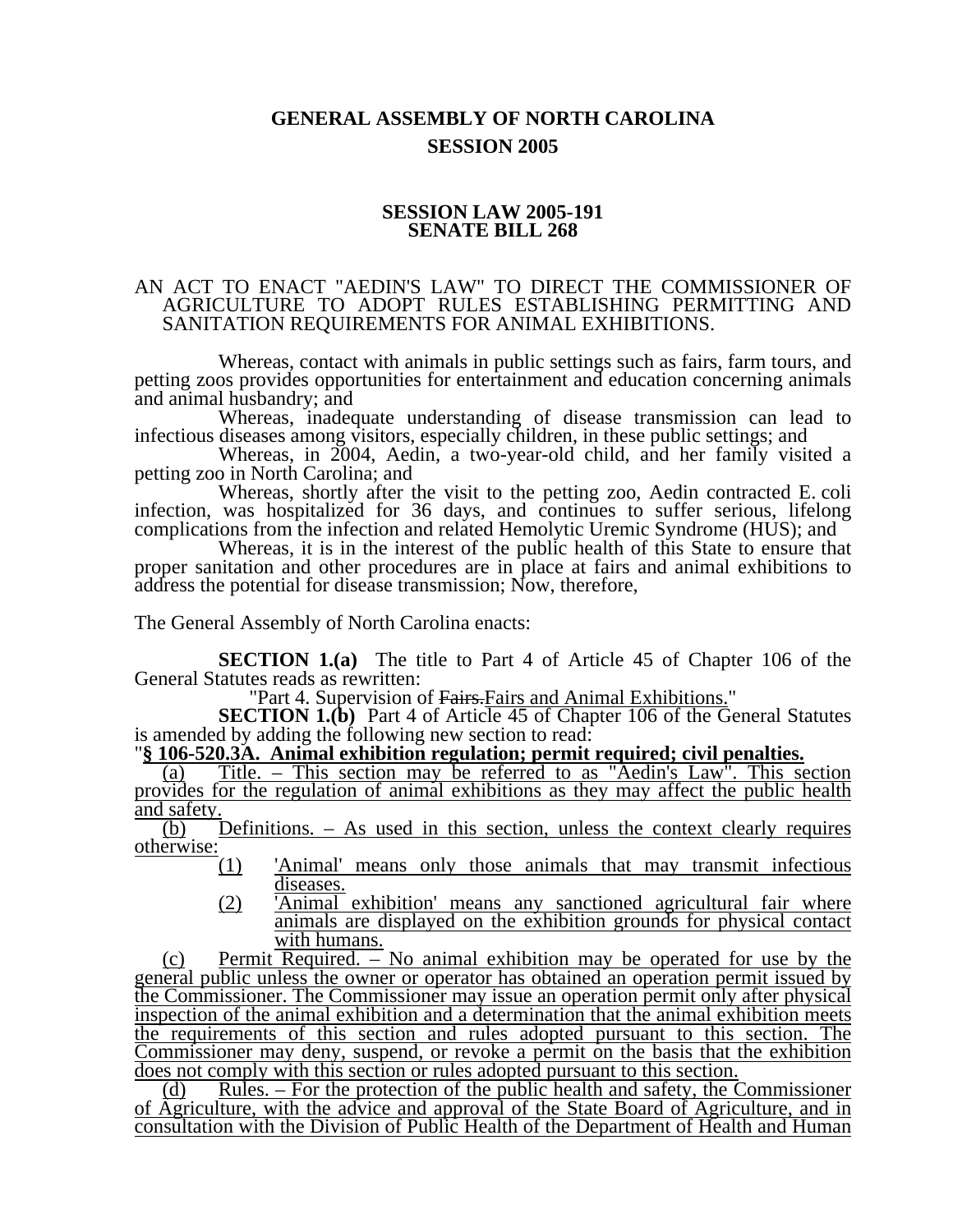# GENERAL ASSEMBLY OF NORTH CAROLINA
## SESSION 2005

### SESSION LAW 2005-191
### SENATE BILL 268

AN ACT TO ENACT "AEDIN'S LAW" TO DIRECT THE COMMISSIONER OF AGRICULTURE TO ADOPT RULES ESTABLISHING PERMITTING AND SANITATION REQUIREMENTS FOR ANIMAL EXHIBITIONS.

Whereas, contact with animals in public settings such as fairs, farm tours, and petting zoos provides opportunities for entertainment and education concerning animals and animal husbandry; and

Whereas, inadequate understanding of disease transmission can lead to infectious diseases among visitors, especially children, in these public settings; and

Whereas, in 2004, Aedin, a two-year-old child, and her family visited a petting zoo in North Carolina; and

Whereas, shortly after the visit to the petting zoo, Aedin contracted E. coli infection, was hospitalized for 36 days, and continues to suffer serious, lifelong complications from the infection and related Hemolytic Uremic Syndrome (HUS); and

Whereas, it is in the interest of the public health of this State to ensure that proper sanitation and other procedures are in place at fairs and animal exhibitions to address the potential for disease transmission; Now, therefore,

The General Assembly of North Carolina enacts:

**SECTION 1.(a)** The title to Part 4 of Article 45 of Chapter 106 of the General Statutes reads as rewritten:

"Part 4. Supervision of ~~Fairs.~~<u>Fairs and Animal Exhibitions.</u>"

**SECTION 1.(b)** Part 4 of Article 45 of Chapter 106 of the General Statutes is amended by adding the following new section to read:

"**<u>§ 106-520.3A. Animal exhibition regulation; permit required; civil penalties.</u>**

<u>(a) Title. – This section may be referred to as "Aedin's Law". This section provides for the regulation of animal exhibitions as they may affect the public health and safety.</u>

<u>(b) Definitions. – As used in this section, unless the context clearly requires otherwise:</u>

<u>(1) 'Animal' means only those animals that may transmit infectious diseases.</u>

<u>(2) 'Animal exhibition' means any sanctioned agricultural fair where animals are displayed on the exhibition grounds for physical contact with humans.</u>

<u>(c) Permit Required. – No animal exhibition may be operated for use by the general public unless the owner or operator has obtained an operation permit issued by the Commissioner. The Commissioner may issue an operation permit only after physical inspection of the animal exhibition and a determination that the animal exhibition meets the requirements of this section and rules adopted pursuant to this section. The Commissioner may deny, suspend, or revoke a permit on the basis that the exhibition does not comply with this section or rules adopted pursuant to this section.</u>

<u>(d) Rules. – For the protection of the public health and safety, the Commissioner of Agriculture, with the advice and approval of the State Board of Agriculture, and in consultation with the Division of Public Health of the Department of Health and Human</u>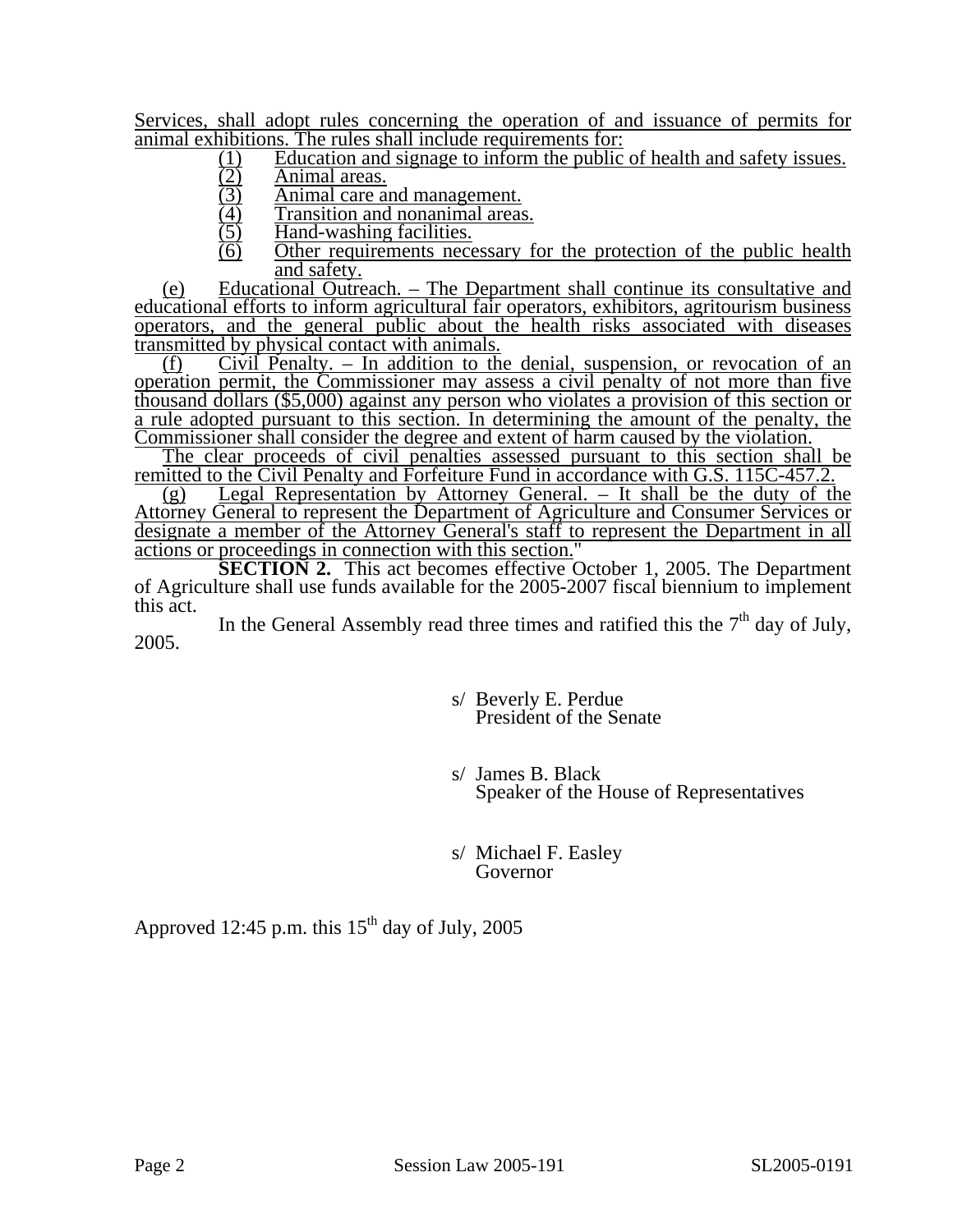Services, shall adopt rules concerning the operation of and issuance of permits for animal exhibitions. The rules shall include requirements for:

(1) Education and signage to inform the public of health and safety issues.
(2) Animal areas.
(3) Animal care and management.
(4) Transition and nonanimal areas.
(5) Hand-washing facilities.
(6) Other requirements necessary for the protection of the public health and safety.

(e) Educational Outreach. – The Department shall continue its consultative and educational efforts to inform agricultural fair operators, exhibitors, agritourism business operators, and the general public about the health risks associated with diseases transmitted by physical contact with animals.

(f) Civil Penalty. – In addition to the denial, suspension, or revocation of an operation permit, the Commissioner may assess a civil penalty of not more than five thousand dollars ($5,000) against any person who violates a provision of this section or a rule adopted pursuant to this section. In determining the amount of the penalty, the Commissioner shall consider the degree and extent of harm caused by the violation.

The clear proceeds of civil penalties assessed pursuant to this section shall be remitted to the Civil Penalty and Forfeiture Fund in accordance with G.S. 115C-457.2.

(g) Legal Representation by Attorney General. – It shall be the duty of the Attorney General to represent the Department of Agriculture and Consumer Services or designate a member of the Attorney General's staff to represent the Department in all actions or proceedings in connection with this section."

**SECTION 2.** This act becomes effective October 1, 2005. The Department of Agriculture shall use funds available for the 2005-2007 fiscal biennium to implement this act.

In the General Assembly read three times and ratified this the 7th day of July, 2005.

s/ Beverly E. Perdue
President of the Senate

s/ James B. Black
Speaker of the House of Representatives

s/ Michael F. Easley
Governor

Approved 12:45 p.m. this 15th day of July, 2005